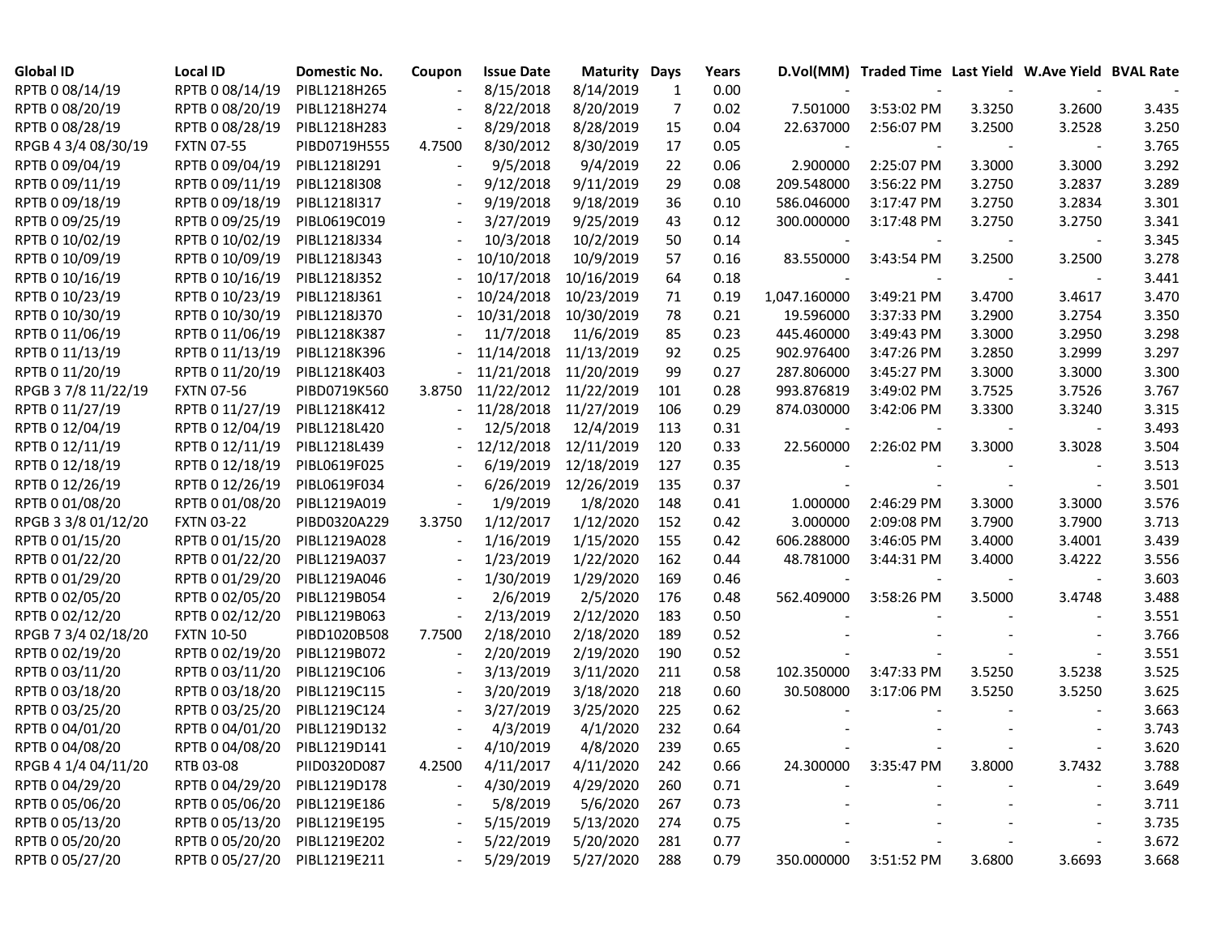| Global ID | Local ID | Domestic No. | Coupon | Issue Date | Maturity | Days | Years | D.Vol(MM) | Traded Time | Last Yield | W.Ave Yield | BVAL Rate |
|---|---|---|---|---|---|---|---|---|---|---|---|---|
| RPTB 0 08/14/19 | RPTB 0 08/14/19 | PIBL1218H265 | - | 8/15/2018 | 8/14/2019 | 1 | 0.00 | - | - | - | - | - |
| RPTB 0 08/20/19 | RPTB 0 08/20/19 | PIBL1218H274 | - | 8/22/2018 | 8/20/2019 | 7 | 0.02 | 7.501000 | 3:53:02 PM | 3.3250 | 3.2600 | 3.435 |
| RPTB 0 08/28/19 | RPTB 0 08/28/19 | PIBL1218H283 | - | 8/29/2018 | 8/28/2019 | 15 | 0.04 | 22.637000 | 2:56:07 PM | 3.2500 | 3.2528 | 3.250 |
| RPGB 4 3/4 08/30/19 | FXTN 07-55 | PIBD0719H555 | 4.7500 | 8/30/2012 | 8/30/2019 | 17 | 0.05 | - | - | - | - | 3.765 |
| RPTB 0 09/04/19 | RPTB 0 09/04/19 | PIBL1218I291 | - | 9/5/2018 | 9/4/2019 | 22 | 0.06 | 2.900000 | 2:25:07 PM | 3.3000 | 3.3000 | 3.292 |
| RPTB 0 09/11/19 | RPTB 0 09/11/19 | PIBL1218I308 | - | 9/12/2018 | 9/11/2019 | 29 | 0.08 | 209.548000 | 3:56:22 PM | 3.2750 | 3.2837 | 3.289 |
| RPTB 0 09/18/19 | RPTB 0 09/18/19 | PIBL1218I317 | - | 9/19/2018 | 9/18/2019 | 36 | 0.10 | 586.046000 | 3:17:47 PM | 3.2750 | 3.2834 | 3.301 |
| RPTB 0 09/25/19 | RPTB 0 09/25/19 | PIBL0619C019 | - | 3/27/2019 | 9/25/2019 | 43 | 0.12 | 300.000000 | 3:17:48 PM | 3.2750 | 3.2750 | 3.341 |
| RPTB 0 10/02/19 | RPTB 0 10/02/19 | PIBL1218J334 | - | 10/3/2018 | 10/2/2019 | 50 | 0.14 | - | - | - | - | 3.345 |
| RPTB 0 10/09/19 | RPTB 0 10/09/19 | PIBL1218J343 | - | 10/10/2018 | 10/9/2019 | 57 | 0.16 | 83.550000 | 3:43:54 PM | 3.2500 | 3.2500 | 3.278 |
| RPTB 0 10/16/19 | RPTB 0 10/16/19 | PIBL1218J352 | - | 10/17/2018 | 10/16/2019 | 64 | 0.18 | - | - | - | - | 3.441 |
| RPTB 0 10/23/19 | RPTB 0 10/23/19 | PIBL1218J361 | - | 10/24/2018 | 10/23/2019 | 71 | 0.19 | 1,047.160000 | 3:49:21 PM | 3.4700 | 3.4617 | 3.470 |
| RPTB 0 10/30/19 | RPTB 0 10/30/19 | PIBL1218J370 | - | 10/31/2018 | 10/30/2019 | 78 | 0.21 | 19.596000 | 3:37:33 PM | 3.2900 | 3.2754 | 3.350 |
| RPTB 0 11/06/19 | RPTB 0 11/06/19 | PIBL1218K387 | - | 11/7/2018 | 11/6/2019 | 85 | 0.23 | 445.460000 | 3:49:43 PM | 3.3000 | 3.2950 | 3.298 |
| RPTB 0 11/13/19 | RPTB 0 11/13/19 | PIBL1218K396 | - | 11/14/2018 | 11/13/2019 | 92 | 0.25 | 902.976400 | 3:47:26 PM | 3.2850 | 3.2999 | 3.297 |
| RPTB 0 11/20/19 | RPTB 0 11/20/19 | PIBL1218K403 | - | 11/21/2018 | 11/20/2019 | 99 | 0.27 | 287.806000 | 3:45:27 PM | 3.3000 | 3.3000 | 3.300 |
| RPGB 3 7/8 11/22/19 | FXTN 07-56 | PIBD0719K560 | 3.8750 | 11/22/2012 | 11/22/2019 | 101 | 0.28 | 993.876819 | 3:49:02 PM | 3.7525 | 3.7526 | 3.767 |
| RPTB 0 11/27/19 | RPTB 0 11/27/19 | PIBL1218K412 | - | 11/28/2018 | 11/27/2019 | 106 | 0.29 | 874.030000 | 3:42:06 PM | 3.3300 | 3.3240 | 3.315 |
| RPTB 0 12/04/19 | RPTB 0 12/04/19 | PIBL1218L420 | - | 12/5/2018 | 12/4/2019 | 113 | 0.31 | - | - | - | - | 3.493 |
| RPTB 0 12/11/19 | RPTB 0 12/11/19 | PIBL1218L439 | - | 12/12/2018 | 12/11/2019 | 120 | 0.33 | 22.560000 | 2:26:02 PM | 3.3000 | 3.3028 | 3.504 |
| RPTB 0 12/18/19 | RPTB 0 12/18/19 | PIBL0619F025 | - | 6/19/2019 | 12/18/2019 | 127 | 0.35 | - | - | - | - | 3.513 |
| RPTB 0 12/26/19 | RPTB 0 12/26/19 | PIBL0619F034 | - | 6/26/2019 | 12/26/2019 | 135 | 0.37 | - | - | - | - | 3.501 |
| RPTB 0 01/08/20 | RPTB 0 01/08/20 | PIBL1219A019 | - | 1/9/2019 | 1/8/2020 | 148 | 0.41 | 1.000000 | 2:46:29 PM | 3.3000 | 3.3000 | 3.576 |
| RPGB 3 3/8 01/12/20 | FXTN 03-22 | PIBD0320A229 | 3.3750 | 1/12/2017 | 1/12/2020 | 152 | 0.42 | 3.000000 | 2:09:08 PM | 3.7900 | 3.7900 | 3.713 |
| RPTB 0 01/15/20 | RPTB 0 01/15/20 | PIBL1219A028 | - | 1/16/2019 | 1/15/2020 | 155 | 0.42 | 606.288000 | 3:46:05 PM | 3.4000 | 3.4001 | 3.439 |
| RPTB 0 01/22/20 | RPTB 0 01/22/20 | PIBL1219A037 | - | 1/23/2019 | 1/22/2020 | 162 | 0.44 | 48.781000 | 3:44:31 PM | 3.4000 | 3.4222 | 3.556 |
| RPTB 0 01/29/20 | RPTB 0 01/29/20 | PIBL1219A046 | - | 1/30/2019 | 1/29/2020 | 169 | 0.46 | - | - | - | - | 3.603 |
| RPTB 0 02/05/20 | RPTB 0 02/05/20 | PIBL1219B054 | - | 2/6/2019 | 2/5/2020 | 176 | 0.48 | 562.409000 | 3:58:26 PM | 3.5000 | 3.4748 | 3.488 |
| RPTB 0 02/12/20 | RPTB 0 02/12/20 | PIBL1219B063 | - | 2/13/2019 | 2/12/2020 | 183 | 0.50 | - | - | - | - | 3.551 |
| RPGB 7 3/4 02/18/20 | FXTN 10-50 | PIBD1020B508 | 7.7500 | 2/18/2010 | 2/18/2020 | 189 | 0.52 | - | - | - | - | 3.766 |
| RPTB 0 02/19/20 | RPTB 0 02/19/20 | PIBL1219B072 | - | 2/20/2019 | 2/19/2020 | 190 | 0.52 | - | - | - | - | 3.551 |
| RPTB 0 03/11/20 | RPTB 0 03/11/20 | PIBL1219C106 | - | 3/13/2019 | 3/11/2020 | 211 | 0.58 | 102.350000 | 3:47:33 PM | 3.5250 | 3.5238 | 3.525 |
| RPTB 0 03/18/20 | RPTB 0 03/18/20 | PIBL1219C115 | - | 3/20/2019 | 3/18/2020 | 218 | 0.60 | 30.508000 | 3:17:06 PM | 3.5250 | 3.5250 | 3.625 |
| RPTB 0 03/25/20 | RPTB 0 03/25/20 | PIBL1219C124 | - | 3/27/2019 | 3/25/2020 | 225 | 0.62 | - | - | - | - | 3.663 |
| RPTB 0 04/01/20 | RPTB 0 04/01/20 | PIBL1219D132 | - | 4/3/2019 | 4/1/2020 | 232 | 0.64 | - | - | - | - | 3.743 |
| RPTB 0 04/08/20 | RPTB 0 04/08/20 | PIBL1219D141 | - | 4/10/2019 | 4/8/2020 | 239 | 0.65 | - | - | - | - | 3.620 |
| RPGB 4 1/4 04/11/20 | RTB 03-08 | PIID0320D087 | 4.2500 | 4/11/2017 | 4/11/2020 | 242 | 0.66 | 24.300000 | 3:35:47 PM | 3.8000 | 3.7432 | 3.788 |
| RPTB 0 04/29/20 | RPTB 0 04/29/20 | PIBL1219D178 | - | 4/30/2019 | 4/29/2020 | 260 | 0.71 | - | - | - | - | 3.649 |
| RPTB 0 05/06/20 | RPTB 0 05/06/20 | PIBL1219E186 | - | 5/8/2019 | 5/6/2020 | 267 | 0.73 | - | - | - | - | 3.711 |
| RPTB 0 05/13/20 | RPTB 0 05/13/20 | PIBL1219E195 | - | 5/15/2019 | 5/13/2020 | 274 | 0.75 | - | - | - | - | 3.735 |
| RPTB 0 05/20/20 | RPTB 0 05/20/20 | PIBL1219E202 | - | 5/22/2019 | 5/20/2020 | 281 | 0.77 | - | - | - | - | 3.672 |
| RPTB 0 05/27/20 | RPTB 0 05/27/20 | PIBL1219E211 | - | 5/29/2019 | 5/27/2020 | 288 | 0.79 | 350.000000 | 3:51:52 PM | 3.6800 | 3.6693 | 3.668 |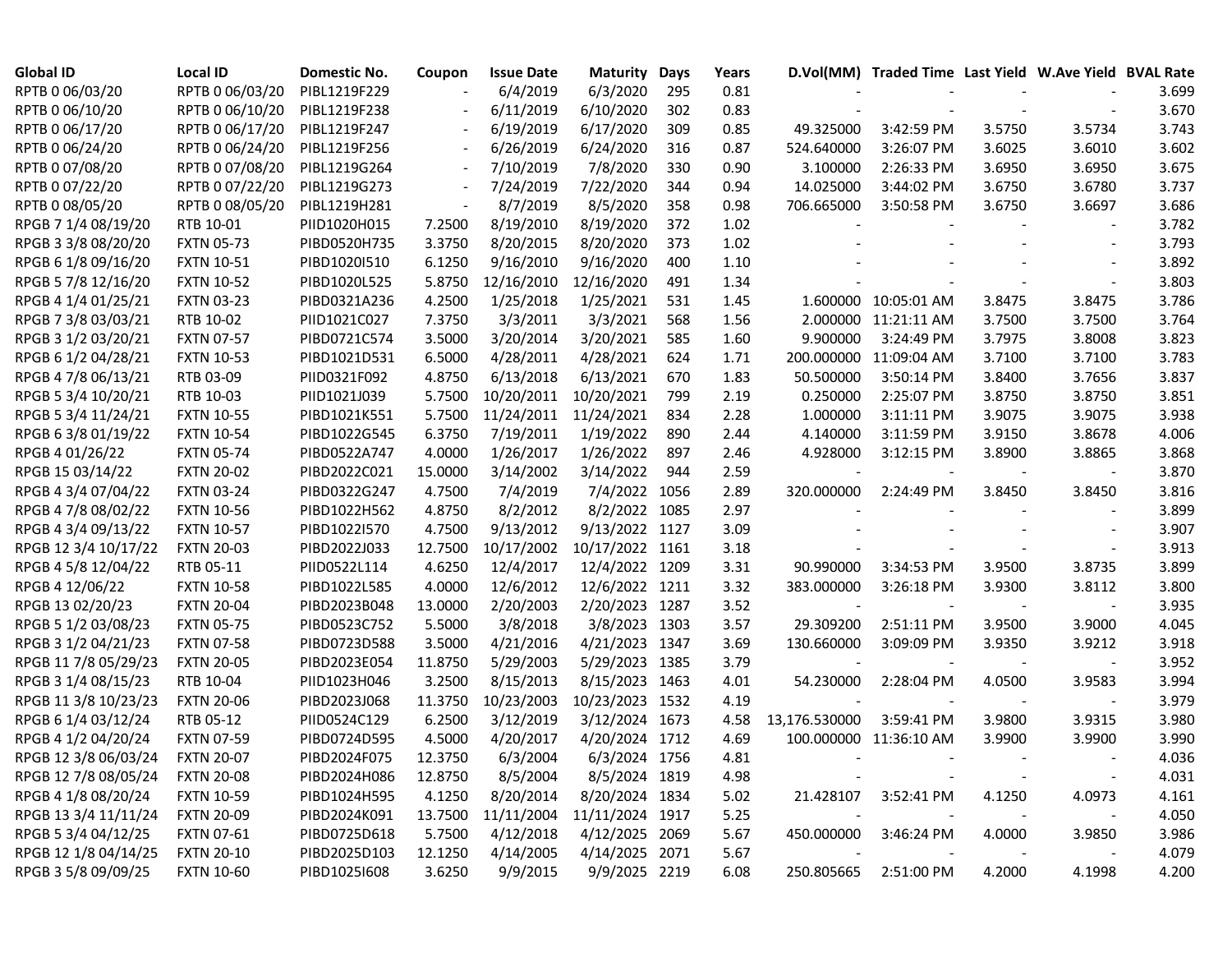| Global ID | Local ID | Domestic No. | Coupon | Issue Date | Maturity | Days | Years | D.Vol(MM) | Traded Time | Last Yield | W.Ave Yield | BVAL Rate |
|---|---|---|---|---|---|---|---|---|---|---|---|---|
| RPTB 0 06/03/20 | RPTB 0 06/03/20 | PIBL1219F229 | - | 6/4/2019 | 6/3/2020 | 295 | 0.81 | - | - | - | - | 3.699 |
| RPTB 0 06/10/20 | RPTB 0 06/10/20 | PIBL1219F238 | - | 6/11/2019 | 6/10/2020 | 302 | 0.83 | - | - | - | - | 3.670 |
| RPTB 0 06/17/20 | RPTB 0 06/17/20 | PIBL1219F247 | - | 6/19/2019 | 6/17/2020 | 309 | 0.85 | 49.325000 | 3:42:59 PM | 3.5750 | 3.5734 | 3.743 |
| RPTB 0 06/24/20 | RPTB 0 06/24/20 | PIBL1219F256 | - | 6/26/2019 | 6/24/2020 | 316 | 0.87 | 524.640000 | 3:26:07 PM | 3.6025 | 3.6010 | 3.602 |
| RPTB 0 07/08/20 | RPTB 0 07/08/20 | PIBL1219G264 | - | 7/10/2019 | 7/8/2020 | 330 | 0.90 | 3.100000 | 2:26:33 PM | 3.6950 | 3.6950 | 3.675 |
| RPTB 0 07/22/20 | RPTB 0 07/22/20 | PIBL1219G273 | - | 7/24/2019 | 7/22/2020 | 344 | 0.94 | 14.025000 | 3:44:02 PM | 3.6750 | 3.6780 | 3.737 |
| RPTB 0 08/05/20 | RPTB 0 08/05/20 | PIBL1219H281 | - | 8/7/2019 | 8/5/2020 | 358 | 0.98 | 706.665000 | 3:50:58 PM | 3.6750 | 3.6697 | 3.686 |
| RPGB 7 1/4 08/19/20 | RTB 10-01 | PIID1020H015 | 7.2500 | 8/19/2010 | 8/19/2020 | 372 | 1.02 | - | - | - | - | 3.782 |
| RPGB 3 3/8 08/20/20 | FXTN 05-73 | PIBD0520H735 | 3.3750 | 8/20/2015 | 8/20/2020 | 373 | 1.02 | - | - | - | - | 3.793 |
| RPGB 6 1/8 09/16/20 | FXTN 10-51 | PIBD1020I510 | 6.1250 | 9/16/2010 | 9/16/2020 | 400 | 1.10 | - | - | - | - | 3.892 |
| RPGB 5 7/8 12/16/20 | FXTN 10-52 | PIBD1020L525 | 5.8750 | 12/16/2010 | 12/16/2020 | 491 | 1.34 | - | - | - | - | 3.803 |
| RPGB 4 1/4 01/25/21 | FXTN 03-23 | PIBD0321A236 | 4.2500 | 1/25/2018 | 1/25/2021 | 531 | 1.45 | 1.600000 | 10:05:01 AM | 3.8475 | 3.8475 | 3.786 |
| RPGB 7 3/8 03/03/21 | RTB 10-02 | PIID1021C027 | 7.3750 | 3/3/2011 | 3/3/2021 | 568 | 1.56 | 2.000000 | 11:21:11 AM | 3.7500 | 3.7500 | 3.764 |
| RPGB 3 1/2 03/20/21 | FXTN 07-57 | PIBD0721C574 | 3.5000 | 3/20/2014 | 3/20/2021 | 585 | 1.60 | 9.900000 | 3:24:49 PM | 3.7975 | 3.8008 | 3.823 |
| RPGB 6 1/2 04/28/21 | FXTN 10-53 | PIBD1021D531 | 6.5000 | 4/28/2011 | 4/28/2021 | 624 | 1.71 | 200.000000 | 11:09:04 AM | 3.7100 | 3.7100 | 3.783 |
| RPGB 4 7/8 06/13/21 | RTB 03-09 | PIID0321F092 | 4.8750 | 6/13/2018 | 6/13/2021 | 670 | 1.83 | 50.500000 | 3:50:14 PM | 3.8400 | 3.7656 | 3.837 |
| RPGB 5 3/4 10/20/21 | RTB 10-03 | PIID1021J039 | 5.7500 | 10/20/2011 | 10/20/2021 | 799 | 2.19 | 0.250000 | 2:25:07 PM | 3.8750 | 3.8750 | 3.851 |
| RPGB 5 3/4 11/24/21 | FXTN 10-55 | PIBD1021K551 | 5.7500 | 11/24/2011 | 11/24/2021 | 834 | 2.28 | 1.000000 | 3:11:11 PM | 3.9075 | 3.9075 | 3.938 |
| RPGB 6 3/8 01/19/22 | FXTN 10-54 | PIBD1022G545 | 6.3750 | 7/19/2011 | 1/19/2022 | 890 | 2.44 | 4.140000 | 3:11:59 PM | 3.9150 | 3.8678 | 4.006 |
| RPGB 4 01/26/22 | FXTN 05-74 | PIBD0522A747 | 4.0000 | 1/26/2017 | 1/26/2022 | 897 | 2.46 | 4.928000 | 3:12:15 PM | 3.8900 | 3.8865 | 3.868 |
| RPGB 15 03/14/22 | FXTN 20-02 | PIBD2022C021 | 15.0000 | 3/14/2002 | 3/14/2022 | 944 | 2.59 | - | - | - | - | 3.870 |
| RPGB 4 3/4 07/04/22 | FXTN 03-24 | PIBD0322G247 | 4.7500 | 7/4/2019 | 7/4/2022 | 1056 | 2.89 | 320.000000 | 2:24:49 PM | 3.8450 | 3.8450 | 3.816 |
| RPGB 4 7/8 08/02/22 | FXTN 10-56 | PIBD1022H562 | 4.8750 | 8/2/2012 | 8/2/2022 | 1085 | 2.97 | - | - | - | - | 3.899 |
| RPGB 4 3/4 09/13/22 | FXTN 10-57 | PIBD1022I570 | 4.7500 | 9/13/2012 | 9/13/2022 | 1127 | 3.09 | - | - | - | - | 3.907 |
| RPGB 12 3/4 10/17/22 | FXTN 20-03 | PIBD2022J033 | 12.7500 | 10/17/2002 | 10/17/2022 | 1161 | 3.18 | - | - | - | - | 3.913 |
| RPGB 4 5/8 12/04/22 | RTB 05-11 | PIID0522L114 | 4.6250 | 12/4/2017 | 12/4/2022 | 1209 | 3.31 | 90.990000 | 3:34:53 PM | 3.9500 | 3.8735 | 3.899 |
| RPGB 4 12/06/22 | FXTN 10-58 | PIBD1022L585 | 4.0000 | 12/6/2012 | 12/6/2022 | 1211 | 3.32 | 383.000000 | 3:26:18 PM | 3.9300 | 3.8112 | 3.800 |
| RPGB 13 02/20/23 | FXTN 20-04 | PIBD2023B048 | 13.0000 | 2/20/2003 | 2/20/2023 | 1287 | 3.52 | - | - | - | - | 3.935 |
| RPGB 5 1/2 03/08/23 | FXTN 05-75 | PIBD0523C752 | 5.5000 | 3/8/2018 | 3/8/2023 | 1303 | 3.57 | 29.309200 | 2:51:11 PM | 3.9500 | 3.9000 | 4.045 |
| RPGB 3 1/2 04/21/23 | FXTN 07-58 | PIBD0723D588 | 3.5000 | 4/21/2016 | 4/21/2023 | 1347 | 3.69 | 130.660000 | 3:09:09 PM | 3.9350 | 3.9212 | 3.918 |
| RPGB 11 7/8 05/29/23 | FXTN 20-05 | PIBD2023E054 | 11.8750 | 5/29/2003 | 5/29/2023 | 1385 | 3.79 | - | - | - | - | 3.952 |
| RPGB 3 1/4 08/15/23 | RTB 10-04 | PIID1023H046 | 3.2500 | 8/15/2013 | 8/15/2023 | 1463 | 4.01 | 54.230000 | 2:28:04 PM | 4.0500 | 3.9583 | 3.994 |
| RPGB 11 3/8 10/23/23 | FXTN 20-06 | PIBD2023J068 | 11.3750 | 10/23/2003 | 10/23/2023 | 1532 | 4.19 | - | - | - | - | 3.979 |
| RPGB 6 1/4 03/12/24 | RTB 05-12 | PIID0524C129 | 6.2500 | 3/12/2019 | 3/12/2024 | 1673 | 4.58 | 13,176.530000 | 3:59:41 PM | 3.9800 | 3.9315 | 3.980 |
| RPGB 4 1/2 04/20/24 | FXTN 07-59 | PIBD0724D595 | 4.5000 | 4/20/2017 | 4/20/2024 | 1712 | 4.69 | 100.000000 | 11:36:10 AM | 3.9900 | 3.9900 | 3.990 |
| RPGB 12 3/8 06/03/24 | FXTN 20-07 | PIBD2024F075 | 12.3750 | 6/3/2004 | 6/3/2024 | 1756 | 4.81 | - | - | - | - | 4.036 |
| RPGB 12 7/8 08/05/24 | FXTN 20-08 | PIBD2024H086 | 12.8750 | 8/5/2004 | 8/5/2024 | 1819 | 4.98 | - | - | - | - | 4.031 |
| RPGB 4 1/8 08/20/24 | FXTN 10-59 | PIBD1024H595 | 4.1250 | 8/20/2014 | 8/20/2024 | 1834 | 5.02 | 21.428107 | 3:52:41 PM | 4.1250 | 4.0973 | 4.161 |
| RPGB 13 3/4 11/11/24 | FXTN 20-09 | PIBD2024K091 | 13.7500 | 11/11/2004 | 11/11/2024 | 1917 | 5.25 | - | - | - | - | 4.050 |
| RPGB 5 3/4 04/12/25 | FXTN 07-61 | PIBD0725D618 | 5.7500 | 4/12/2018 | 4/12/2025 | 2069 | 5.67 | 450.000000 | 3:46:24 PM | 4.0000 | 3.9850 | 3.986 |
| RPGB 12 1/8 04/14/25 | FXTN 20-10 | PIBD2025D103 | 12.1250 | 4/14/2005 | 4/14/2025 | 2071 | 5.67 | - | - | - | - | 4.079 |
| RPGB 3 5/8 09/09/25 | FXTN 10-60 | PIBD1025I608 | 3.6250 | 9/9/2015 | 9/9/2025 | 2219 | 6.08 | 250.805665 | 2:51:00 PM | 4.2000 | 4.1998 | 4.200 |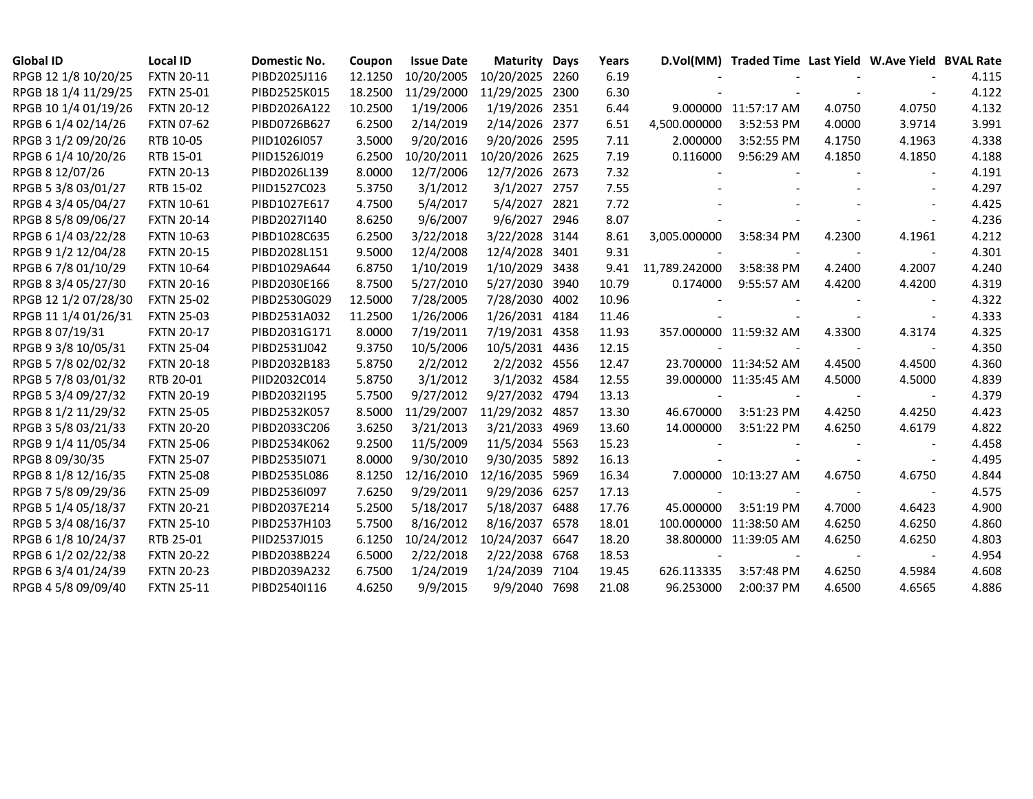| Global ID | Local ID | Domestic No. | Coupon | Issue Date | Maturity | Days | Years | D.Vol(MM) | Traded Time | Last Yield | W.Ave Yield | BVAL Rate |
|---|---|---|---|---|---|---|---|---|---|---|---|---|
| RPGB 12 1/8 10/20/25 | FXTN 20-11 | PIBD2025J116 | 12.1250 | 10/20/2005 | 10/20/2025 | 2260 | 6.19 | - | - | - | - | 4.115 |
| RPGB 18 1/4 11/29/25 | FXTN 25-01 | PIBD2525K015 | 18.2500 | 11/29/2000 | 11/29/2025 | 2300 | 6.30 | - | - | - | - | 4.122 |
| RPGB 10 1/4 01/19/26 | FXTN 20-12 | PIBD2026A122 | 10.2500 | 1/19/2006 | 1/19/2026 | 2351 | 6.44 | 9.000000 | 11:57:17 AM | 4.0750 | 4.0750 | 4.132 |
| RPGB 6 1/4 02/14/26 | FXTN 07-62 | PIBD0726B627 | 6.2500 | 2/14/2019 | 2/14/2026 | 2377 | 6.51 | 4,500.000000 | 3:52:53 PM | 4.0000 | 3.9714 | 3.991 |
| RPGB 3 1/2 09/20/26 | RTB 10-05 | PIID1026I057 | 3.5000 | 9/20/2016 | 9/20/2026 | 2595 | 7.11 | 2.000000 | 3:52:55 PM | 4.1750 | 4.1963 | 4.338 |
| RPGB 6 1/4 10/20/26 | RTB 15-01 | PIID1526J019 | 6.2500 | 10/20/2011 | 10/20/2026 | 2625 | 7.19 | 0.116000 | 9:56:29 AM | 4.1850 | 4.1850 | 4.188 |
| RPGB 8 12/07/26 | FXTN 20-13 | PIBD2026L139 | 8.0000 | 12/7/2006 | 12/7/2026 | 2673 | 7.32 | - | - | - | - | 4.191 |
| RPGB 5 3/8 03/01/27 | RTB 15-02 | PIID1527C023 | 5.3750 | 3/1/2012 | 3/1/2027 | 2757 | 7.55 | - | - | - | - | 4.297 |
| RPGB 4 3/4 05/04/27 | FXTN 10-61 | PIBD1027E617 | 4.7500 | 5/4/2017 | 5/4/2027 | 2821 | 7.72 | - | - | - | - | 4.425 |
| RPGB 8 5/8 09/06/27 | FXTN 20-14 | PIBD2027I140 | 8.6250 | 9/6/2007 | 9/6/2027 | 2946 | 8.07 | - | - | - | - | 4.236 |
| RPGB 6 1/4 03/22/28 | FXTN 10-63 | PIBD1028C635 | 6.2500 | 3/22/2018 | 3/22/2028 | 3144 | 8.61 | 3,005.000000 | 3:58:34 PM | 4.2300 | 4.1961 | 4.212 |
| RPGB 9 1/2 12/04/28 | FXTN 20-15 | PIBD2028L151 | 9.5000 | 12/4/2008 | 12/4/2028 | 3401 | 9.31 | - | - | - | - | 4.301 |
| RPGB 6 7/8 01/10/29 | FXTN 10-64 | PIBD1029A644 | 6.8750 | 1/10/2019 | 1/10/2029 | 3438 | 9.41 | 11,789.242000 | 3:58:38 PM | 4.2400 | 4.2007 | 4.240 |
| RPGB 8 3/4 05/27/30 | FXTN 20-16 | PIBD2030E166 | 8.7500 | 5/27/2010 | 5/27/2030 | 3940 | 10.79 | 0.174000 | 9:55:57 AM | 4.4200 | 4.4200 | 4.319 |
| RPGB 12 1/2 07/28/30 | FXTN 25-02 | PIBD2530G029 | 12.5000 | 7/28/2005 | 7/28/2030 | 4002 | 10.96 | - | - | - | - | 4.322 |
| RPGB 11 1/4 01/26/31 | FXTN 25-03 | PIBD2531A032 | 11.2500 | 1/26/2006 | 1/26/2031 | 4184 | 11.46 | - | - | - | - | 4.333 |
| RPGB 8 07/19/31 | FXTN 20-17 | PIBD2031G171 | 8.0000 | 7/19/2011 | 7/19/2031 | 4358 | 11.93 | 357.000000 | 11:59:32 AM | 4.3300 | 4.3174 | 4.325 |
| RPGB 9 3/8 10/05/31 | FXTN 25-04 | PIBD2531J042 | 9.3750 | 10/5/2006 | 10/5/2031 | 4436 | 12.15 | - | - | - | - | 4.350 |
| RPGB 5 7/8 02/02/32 | FXTN 20-18 | PIBD2032B183 | 5.8750 | 2/2/2012 | 2/2/2032 | 4556 | 12.47 | 23.700000 | 11:34:52 AM | 4.4500 | 4.4500 | 4.360 |
| RPGB 5 7/8 03/01/32 | RTB 20-01 | PIID2032C014 | 5.8750 | 3/1/2012 | 3/1/2032 | 4584 | 12.55 | 39.000000 | 11:35:45 AM | 4.5000 | 4.5000 | 4.839 |
| RPGB 5 3/4 09/27/32 | FXTN 20-19 | PIBD2032I195 | 5.7500 | 9/27/2012 | 9/27/2032 | 4794 | 13.13 | - | - | - | - | 4.379 |
| RPGB 8 1/2 11/29/32 | FXTN 25-05 | PIBD2532K057 | 8.5000 | 11/29/2007 | 11/29/2032 | 4857 | 13.30 | 46.670000 | 3:51:23 PM | 4.4250 | 4.4250 | 4.423 |
| RPGB 3 5/8 03/21/33 | FXTN 20-20 | PIBD2033C206 | 3.6250 | 3/21/2013 | 3/21/2033 | 4969 | 13.60 | 14.000000 | 3:51:22 PM | 4.6250 | 4.6179 | 4.822 |
| RPGB 9 1/4 11/05/34 | FXTN 25-06 | PIBD2534K062 | 9.2500 | 11/5/2009 | 11/5/2034 | 5563 | 15.23 | - | - | - | - | 4.458 |
| RPGB 8 09/30/35 | FXTN 25-07 | PIBD2535I071 | 8.0000 | 9/30/2010 | 9/30/2035 | 5892 | 16.13 | - | - | - | - | 4.495 |
| RPGB 8 1/8 12/16/35 | FXTN 25-08 | PIBD2535L086 | 8.1250 | 12/16/2010 | 12/16/2035 | 5969 | 16.34 | 7.000000 | 10:13:27 AM | 4.6750 | 4.6750 | 4.844 |
| RPGB 7 5/8 09/29/36 | FXTN 25-09 | PIBD2536I097 | 7.6250 | 9/29/2011 | 9/29/2036 | 6257 | 17.13 | - | - | - | - | 4.575 |
| RPGB 5 1/4 05/18/37 | FXTN 20-21 | PIBD2037E214 | 5.2500 | 5/18/2017 | 5/18/2037 | 6488 | 17.76 | 45.000000 | 3:51:19 PM | 4.7000 | 4.6423 | 4.900 |
| RPGB 5 3/4 08/16/37 | FXTN 25-10 | PIBD2537H103 | 5.7500 | 8/16/2012 | 8/16/2037 | 6578 | 18.01 | 100.000000 | 11:38:50 AM | 4.6250 | 4.6250 | 4.860 |
| RPGB 6 1/8 10/24/37 | RTB 25-01 | PIID2537J015 | 6.1250 | 10/24/2012 | 10/24/2037 | 6647 | 18.20 | 38.800000 | 11:39:05 AM | 4.6250 | 4.6250 | 4.803 |
| RPGB 6 1/2 02/22/38 | FXTN 20-22 | PIBD2038B224 | 6.5000 | 2/22/2018 | 2/22/2038 | 6768 | 18.53 | - | - | - | - | 4.954 |
| RPGB 6 3/4 01/24/39 | FXTN 20-23 | PIBD2039A232 | 6.7500 | 1/24/2019 | 1/24/2039 | 7104 | 19.45 | 626.113335 | 3:57:48 PM | 4.6250 | 4.5984 | 4.608 |
| RPGB 4 5/8 09/09/40 | FXTN 25-11 | PIBD2540I116 | 4.6250 | 9/9/2015 | 9/9/2040 | 7698 | 21.08 | 96.253000 | 2:00:37 PM | 4.6500 | 4.6565 | 4.886 |